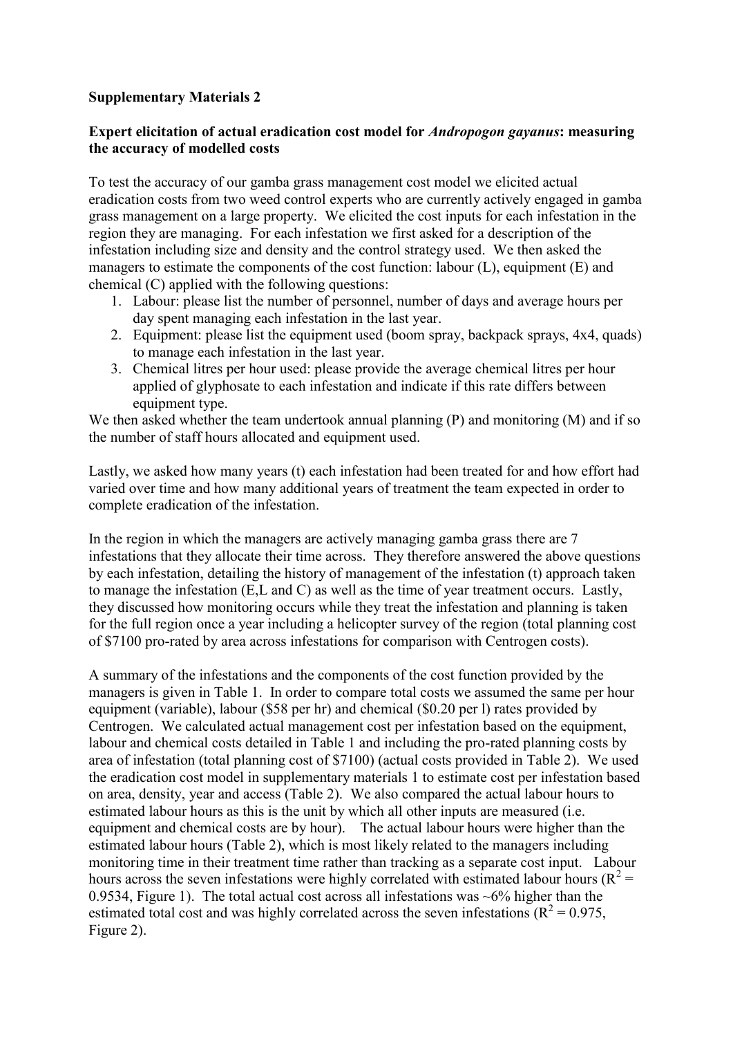**Supplementary Materials 2**

**Expert elicitation of actual eradication cost model for *Andropogon gayanus*: measuring the accuracy of modelled costs**

To test the accuracy of our gamba grass management cost model we elicited actual eradication costs from two weed control experts who are currently actively engaged in gamba grass management on a large property. We elicited the cost inputs for each infestation in the region they are managing. For each infestation we first asked for a description of the infestation including size and density and the control strategy used. We then asked the managers to estimate the components of the cost function: labour (L), equipment (E) and chemical (C) applied with the following questions:

1. Labour: please list the number of personnel, number of days and average hours per day spent managing each infestation in the last year.
2. Equipment: please list the equipment used (boom spray, backpack sprays, 4x4, quads) to manage each infestation in the last year.
3. Chemical litres per hour used: please provide the average chemical litres per hour applied of glyphosate to each infestation and indicate if this rate differs between equipment type.

We then asked whether the team undertook annual planning (P) and monitoring (M) and if so the number of staff hours allocated and equipment used.

Lastly, we asked how many years (t) each infestation had been treated for and how effort had varied over time and how many additional years of treatment the team expected in order to complete eradication of the infestation.

In the region in which the managers are actively managing gamba grass there are 7 infestations that they allocate their time across. They therefore answered the above questions by each infestation, detailing the history of management of the infestation (t) approach taken to manage the infestation (E,L and C) as well as the time of year treatment occurs. Lastly, they discussed how monitoring occurs while they treat the infestation and planning is taken for the full region once a year including a helicopter survey of the region (total planning cost of $7100 pro-rated by area across infestations for comparison with Centrogen costs).

A summary of the infestations and the components of the cost function provided by the managers is given in Table 1. In order to compare total costs we assumed the same per hour equipment (variable), labour ($58 per hr) and chemical ($0.20 per l) rates provided by Centrogen. We calculated actual management cost per infestation based on the equipment, labour and chemical costs detailed in Table 1 and including the pro-rated planning costs by area of infestation (total planning cost of $7100) (actual costs provided in Table 2). We used the eradication cost model in supplementary materials 1 to estimate cost per infestation based on area, density, year and access (Table 2). We also compared the actual labour hours to estimated labour hours as this is the unit by which all other inputs are measured (i.e. equipment and chemical costs are by hour). The actual labour hours were higher than the estimated labour hours (Table 2), which is most likely related to the managers including monitoring time in their treatment time rather than tracking as a separate cost input. Labour hours across the seven infestations were highly correlated with estimated labour hours ($R^2 = 0.9534$, Figure 1). The total actual cost across all infestations was ~6% higher than the estimated total cost and was highly correlated across the seven infestations ($R^2 = 0.975$, Figure 2).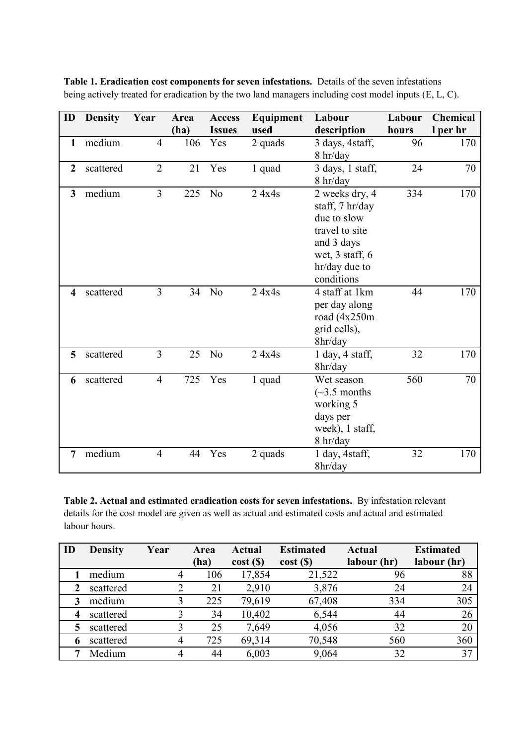**Table 1. Eradication cost components for seven infestations.** Details of the seven infestations being actively treated for eradication by the two land managers including cost model inputs (E, L, C).

| ID | Density | Year | Area (ha) | Access Issues | Equipment used | Labour description | Labour hours | Chemical l per hr |
|---|---|---|---|---|---|---|---|---|
| **1** | medium | 4 | 106 | Yes | 2 quads | 3 days, 4staff, 8 hr/day | 96 | 170 |
| **2** | scattered | 2 | 21 | Yes | 1 quad | 3 days, 1 staff, 8 hr/day | 24 | 70 |
| **3** | medium | 3 | 225 | No | 2 4x4s | 2 weeks dry, 4 staff, 7 hr/day due to slow travel to site and 3 days wet, 3 staff, 6 hr/day due to conditions | 334 | 170 |
| **4** | scattered | 3 | 34 | No | 2 4x4s | 4 staff at 1km per day along road (4x250m grid cells), 8hr/day | 44 | 170 |
| **5** | scattered | 3 | 25 | No | 2 4x4s | 1 day, 4 staff, 8hr/day | 32 | 170 |
| **6** | scattered | 4 | 725 | Yes | 1 quad | Wet season (~3.5 months working 5 days per week), 1 staff, 8 hr/day | 560 | 70 |
| **7** | medium | 4 | 44 | Yes | 2 quads | 1 day, 4staff, 8hr/day | 32 | 170 |

**Table 2. Actual and estimated eradication costs for seven infestations.** By infestation relevant details for the cost model are given as well as actual and estimated costs and actual and estimated labour hours.

| ID | Density | Year | Area (ha) | Actual cost ($) | Estimated cost ($) | Actual labour (hr) | Estimated labour (hr) |
|---|---|---|---|---|---|---|---|
| **1** | medium | 4 | 106 | 17,854 | 21,522 | 96 | 88 |
| **2** | scattered | 2 | 21 | 2,910 | 3,876 | 24 | 24 |
| **3** | medium | 3 | 225 | 79,619 | 67,408 | 334 | 305 |
| **4** | scattered | 3 | 34 | 10,402 | 6,544 | 44 | 26 |
| **5** | scattered | 3 | 25 | 7,649 | 4,056 | 32 | 20 |
| **6** | scattered | 4 | 725 | 69,314 | 70,548 | 560 | 360 |
| **7** | Medium | 4 | 44 | 6,003 | 9,064 | 32 | 37 |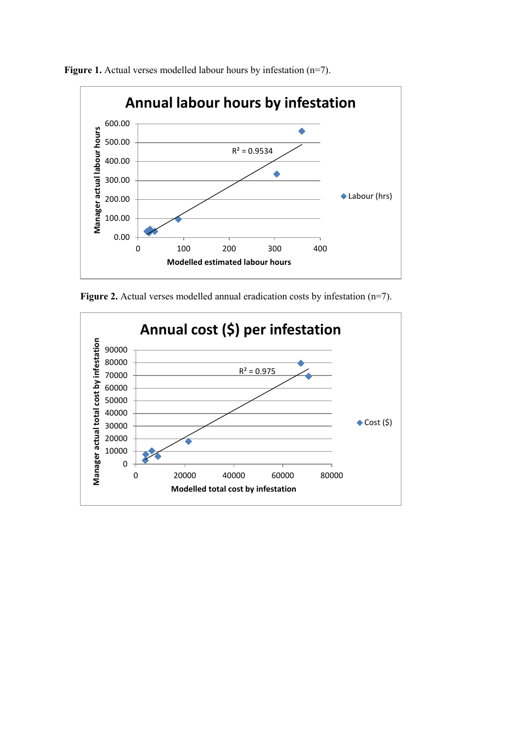**Figure 1.** Actual verses modelled labour hours by infestation (n=7).

Annual labour hours by infestation

Manager actual labour hours

600.00
500.00
400.00
300.00
200.00
100.00
0.00

0
100
200
300
400

Modelled estimated labour hours

$R^2 = 0.9534$

Labour (hrs)

**Figure 2.** Actual verses modelled annual eradication costs by infestation (n=7).

Annual cost ($) per infestation

Manager actual total cost by infestation

90000
80000
70000
60000
50000
40000
30000
20000
10000
0

0
20000
40000
60000
80000

Modelled total cost by infestation

$R^2 = 0.975$

Cost ($)